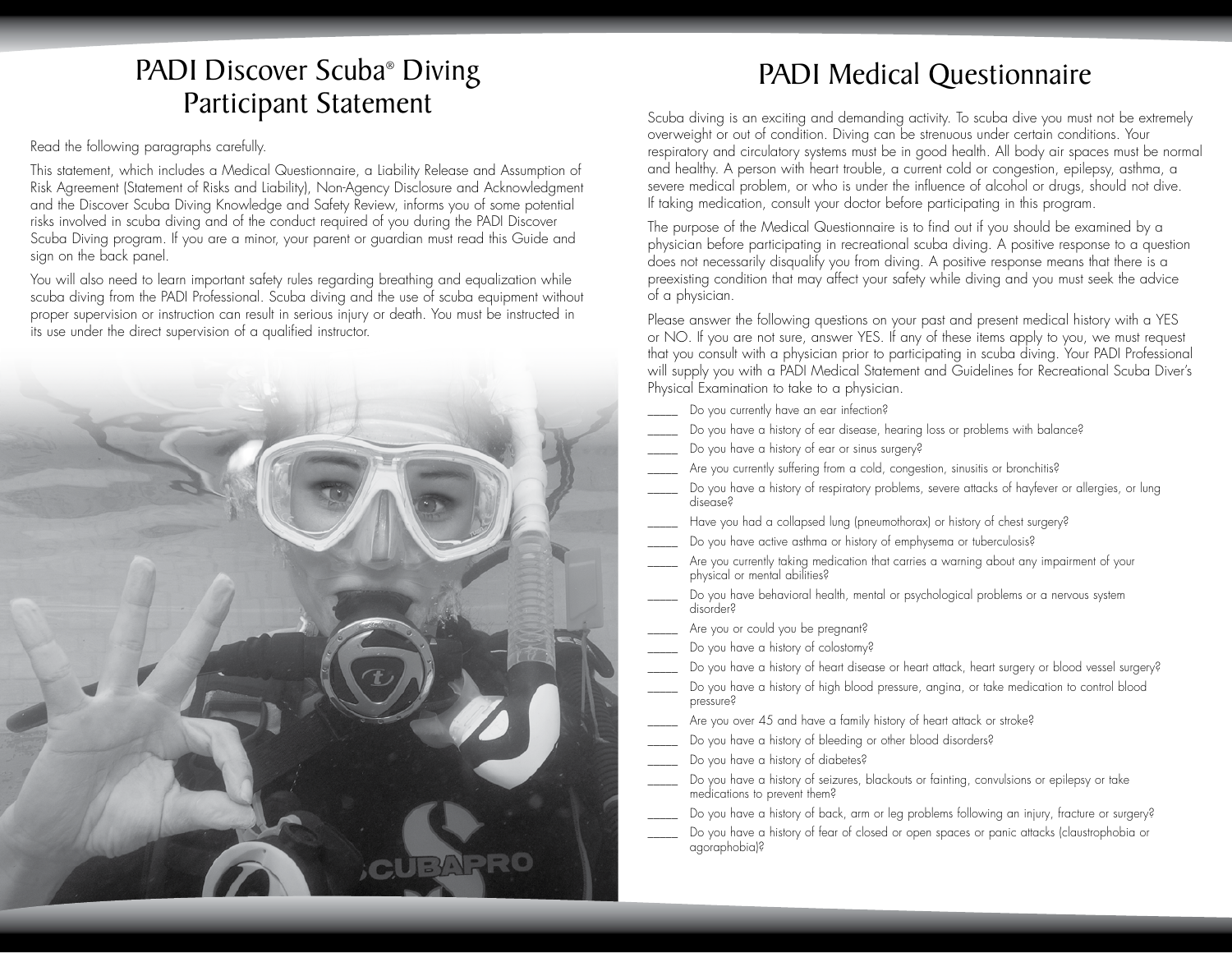# PADI Discover Scuba® Diving Participant Statement

Read the following paragraphs carefully.

This statement, which includes a Medical Questionnaire, a Liability Release and Assumption of Risk Agreement (Statement of Risks and Liability), Non-Agency Disclosure and Acknowledgment and the Discover Scuba Diving Knowledge and Safety Review, informs you of some potential risks involved in scuba diving and of the conduct required of you during the PADI Discover Scuba Diving program. If you are a minor, your parent or guardian must read this Guide and sign on the back panel.

You will also need to learn important safety rules regarding breathing and equalization while scuba diving from the PADI Professional. Scuba diving and the use of scuba equipment without proper supervision or instruction can result in serious injury or death. You must be instructed in its use under the direct supervision of a qualified instructor.

# PADI Medical Questionnaire

Scuba diving is an exciting and demanding activity. To scuba dive you must not be extremely overweight or out of condition. Diving can be strenuous under certain conditions. Your respiratory and circulatory systems must be in good health. All body air spaces must be normal and healthy. A person with heart trouble, a current cold or congestion, epilepsy, asthma, a severe medical problem, or who is under the influence of alcohol or drugs, should not dive. If taking medication, consult your doctor before participating in this program.

The purpose of the Medical Questionnaire is to find out if you should be examined by a physician before participating in recreational scuba diving. A positive response to a question does not necessarily disqualify you from diving. A positive response means that there is a preexisting condition that may affect your safety while diving and you must seek the advice of a physician.

Please answer the following questions on your past and present medical history with a YES or NO. If you are not sure, answer YES. If any of these items apply to you, we must request that you consult with a physician prior to participating in scuba diving. Your PADI Professional will supply you with a PADI Medical Statement and Guidelines for Recreational Scuba Diver's Physical Examination to take to a physician.

_____ Do you currently have an ear infection?

_____ Do you have a history of ear disease, hearing loss or problems with balance?

_____ Do you have a history of ear or sinus surgery?

_____ Are you currently suffering from a cold, congestion, sinusitis or bronchitis?

_____ Do you have a history of respiratory problems, severe attacks of hayfever or allergies, or lung disease?

_____ Have you had a collapsed lung (pneumothorax) or history of chest surgery?

_____ Do you have active asthma or history of emphysema or tuberculosis?

_____ Are you currently taking medication that carries a warning about any impairment of your physical or mental abilities?

_____ Do you have behavioral health, mental or psychological problems or a nervous system disorder?

_____ Are you or could you be pregnant?

_____ Do you have a history of colostomy?

_____ Do you have a history of heart disease or heart attack, heart surgery or blood vessel surgery?

_____ Do you have a history of high blood pressure, angina, or take medication to control blood pressure?

_____ Are you over 45 and have a family history of heart attack or stroke?

_____ Do you have a history of bleeding or other blood disorders?

_____ Do you have a history of diabetes?

_____ Do you have a history of seizures, blackouts or fainting, convulsions or epilepsy or take medications to prevent them?

_____ Do you have a history of back, arm or leg problems following an injury, fracture or surgery?

_____ Do you have a history of fear of closed or open spaces or panic attacks (claustrophobia or agoraphobia)?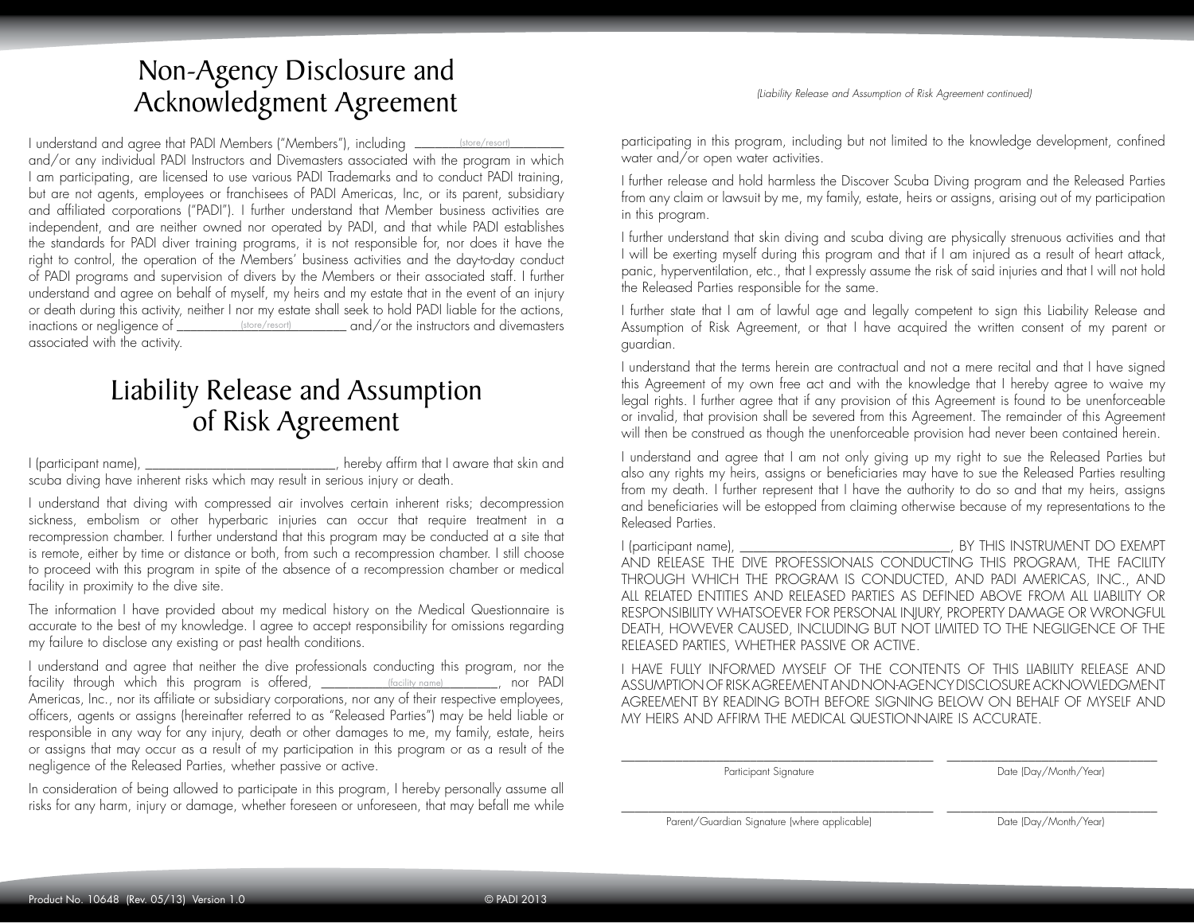# Non-Agency Disclosure and Acknowledgment Agreement

I understand and agree that PADI Members ("Members"), including ____(store/resort)____ and/or any individual PADI Instructors and Divemasters associated with the program in which I am participating, are licensed to use various PADI Trademarks and to conduct PADI training, but are not agents, employees or franchisees of PADI Americas, Inc, or its parent, subsidiary and affiliated corporations ("PADI"). I further understand that Member business activities are independent, and are neither owned nor operated by PADI, and that while PADI establishes the standards for PADI diver training programs, it is not responsible for, nor does it have the right to control, the operation of the Members' business activities and the day-to-day conduct of PADI programs and supervision of divers by the Members or their associated staff. I further understand and agree on behalf of myself, my heirs and my estate that in the event of an injury or death during this activity, neither I nor my estate shall seek to hold PADI liable for the actions, inactions or negligence of ____(store/resort)____ and/or the instructors and divemasters associated with the activity.

# Liability Release and Assumption of Risk Agreement

I (participant name), ____________________________, hereby affirm that I aware that skin and scuba diving have inherent risks which may result in serious injury or death.

I understand that diving with compressed air involves certain inherent risks; decompression sickness, embolism or other hyperbaric injuries can occur that require treatment in a recompression chamber. I further understand that this program may be conducted at a site that is remote, either by time or distance or both, from such a recompression chamber. I still choose to proceed with this program in spite of the absence of a recompression chamber or medical facility in proximity to the dive site.

The information I have provided about my medical history on the Medical Questionnaire is accurate to the best of my knowledge. I agree to accept responsibility for omissions regarding my failure to disclose any existing or past health conditions.

I understand and agree that neither the dive professionals conducting this program, nor the facility through which this program is offered, ____(facility name)____, nor PADI Americas, Inc., nor its affiliate or subsidiary corporations, nor any of their respective employees, officers, agents or assigns (hereinafter referred to as "Released Parties") may be held liable or responsible in any way for any injury, death or other damages to me, my family, estate, heirs or assigns that may occur as a result of my participation in this program or as a result of the negligence of the Released Parties, whether passive or active.

In consideration of being allowed to participate in this program, I hereby personally assume all risks for any harm, injury or damage, whether foreseen or unforeseen, that may befall me while participating in this program, including but not limited to the knowledge development, confined water and/or open water activities.

I further release and hold harmless the Discover Scuba Diving program and the Released Parties from any claim or lawsuit by me, my family, estate, heirs or assigns, arising out of my participation in this program.

I further understand that skin diving and scuba diving are physically strenuous activities and that I will be exerting myself during this program and that if I am injured as a result of heart attack, panic, hyperventilation, etc., that I expressly assume the risk of said injuries and that I will not hold the Released Parties responsible for the same.

I further state that I am of lawful age and legally competent to sign this Liability Release and Assumption of Risk Agreement, or that I have acquired the written consent of my parent or guardian.

I understand that the terms herein are contractual and not a mere recital and that I have signed this Agreement of my own free act and with the knowledge that I hereby agree to waive my legal rights. I further agree that if any provision of this Agreement is found to be unenforceable or invalid, that provision shall be severed from this Agreement. The remainder of this Agreement will then be construed as though the unenforceable provision had never been contained herein.

I understand and agree that I am not only giving up my right to sue the Released Parties but also any rights my heirs, assigns or beneficiaries may have to sue the Released Parties resulting from my death. I further represent that I have the authority to do so and that my heirs, assigns and beneficiaries will be estopped from claiming otherwise because of my representations to the Released Parties.

I (participant name), ______________________________, BY THIS INSTRUMENT DO EXEMPT AND RELEASE THE DIVE PROFESSIONALS CONDUCTING THIS PROGRAM, THE FACILITY THROUGH WHICH THE PROGRAM IS CONDUCTED, AND PADI AMERICAS, INC., AND ALL RELATED ENTITIES AND RELEASED PARTIES AS DEFINED ABOVE FROM ALL LIABILITY OR RESPONSIBILITY WHATSOEVER FOR PERSONAL INJURY, PROPERTY DAMAGE OR WRONGFUL DEATH, HOWEVER CAUSED, INCLUDING BUT NOT LIMITED TO THE NEGLIGENCE OF THE RELEASED PARTIES, WHETHER PASSIVE OR ACTIVE.

I HAVE FULLY INFORMED MYSELF OF THE CONTENTS OF THIS LIABILITY RELEASE AND ASSUMPTION OF RISK AGREEMENT AND NON-AGENCY DISCLOSURE ACKNOWLEDGMENT AGREEMENT BY READING BOTH BEFORE SIGNING BELOW ON BEHALF OF MYSELF AND MY HEIRS AND AFFIRM THE MEDICAL QUESTIONNAIRE IS ACCURATE.

______________________________ Participant Signature

______________________________ Date (Day/Month/Year)

______________________________ Parent/Guardian Signature (where applicable)

______________________________ Date (Day/Month/Year)

Product No. 10648 (Rev. 05/13) Version 1.0

© PADI 2013